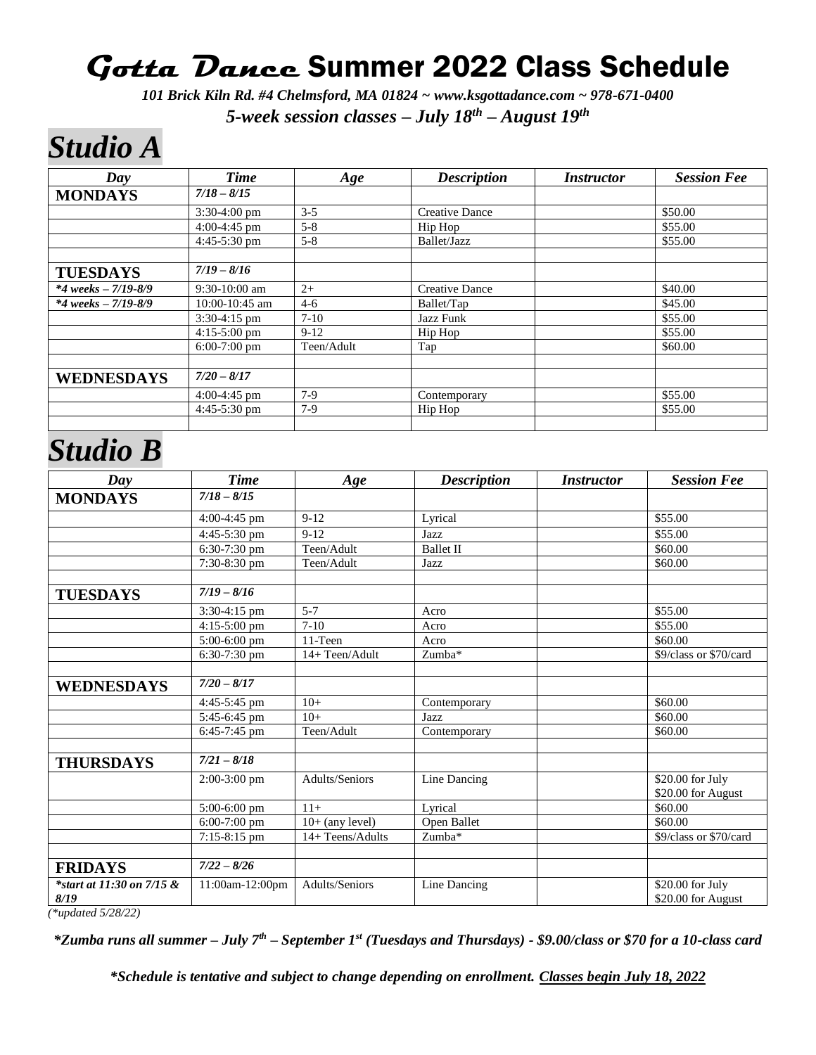# Gotta Dance Summer 2022 Class Schedule

***101 Brick Kiln Rd. #4 Chelmsford, MA 01824 ~ www.ksgottadance.com ~ 978-671-0400***

***5-week session classes – July 18th – August 19th***

## Studio A

| Day | Time | Age | Description | Instructor | Session Fee |
|---|---|---|---|---|---|
| **MONDAYS** | *7/18 – 8/15* | | | | |
| | 3:30-4:00 pm | 3-5 | Creative Dance | | $50.00 |
| | 4:00-4:45 pm | 5-8 | Hip Hop | | $55.00 |
| | 4:45-5:30 pm | 5-8 | Ballet/Jazz | | $55.00 |
| | | | | | |
| **TUESDAYS** | *7/19 – 8/16* | | | | |
| *\*4 weeks – 7/19-8/9* | 9:30-10:00 am | 2+ | Creative Dance | | $40.00 |
| *\*4 weeks – 7/19-8/9* | 10:00-10:45 am | 4-6 | Ballet/Tap | | $45.00 |
| | 3:30-4:15 pm | 7-10 | Jazz Funk | | $55.00 |
| | 4:15-5:00 pm | 9-12 | Hip Hop | | $55.00 |
| | 6:00-7:00 pm | Teen/Adult | Tap | | $60.00 |
| | | | | | |
| **WEDNESDAYS** | *7/20 – 8/17* | | | | |
| | 4:00-4:45 pm | 7-9 | Contemporary | | $55.00 |
| | 4:45-5:30 pm | 7-9 | Hip Hop | | $55.00 |
| | | | | | |

## Studio B

| Day | Time | Age | Description | Instructor | Session Fee |
|---|---|---|---|---|---|
| **MONDAYS** | *7/18 – 8/15* | | | | |
| | 4:00-4:45 pm | 9-12 | Lyrical | | $55.00 |
| | 4:45-5:30 pm | 9-12 | Jazz | | $55.00 |
| | 6:30-7:30 pm | Teen/Adult | Ballet II | | $60.00 |
| | 7:30-8:30 pm | Teen/Adult | Jazz | | $60.00 |
| | | | | | |
| **TUESDAYS** | *7/19 – 8/16* | | | | |
| | 3:30-4:15 pm | 5-7 | Acro | | $55.00 |
| | 4:15-5:00 pm | 7-10 | Acro | | $55.00 |
| | 5:00-6:00 pm | 11-Teen | Acro | | $60.00 |
| | 6:30-7:30 pm | 14+ Teen/Adult | Zumba* | | $9/class or $70/card |
| | | | | | |
| **WEDNESDAYS** | *7/20 – 8/17* | | | | |
| | 4:45-5:45 pm | 10+ | Contemporary | | $60.00 |
| | 5:45-6:45 pm | 10+ | Jazz | | $60.00 |
| | 6:45-7:45 pm | Teen/Adult | Contemporary | | $60.00 |
| | | | | | |
| **THURSDAYS** | *7/21 – 8/18* | | | | |
| | 2:00-3:00 pm | Adults/Seniors | Line Dancing | | $20.00 for July<br>$20.00 for August |
| | 5:00-6:00 pm | 11+ | Lyrical | | $60.00 |
| | 6:00-7:00 pm | 10+ (any level) | Open Ballet | | $60.00 |
| | 7:15-8:15 pm | 14+ Teens/Adults | Zumba* | | $9/class or $70/card |
| | | | | | |
| **FRIDAYS** | *7/22 – 8/26* | | | | |
| *\*start at 11:30 on 7/15 & 8/19* | 11:00am-12:00pm | Adults/Seniors | Line Dancing | | $20.00 for July<br>$20.00 for August |

*(\*updated 5/28/22)*

***\*Zumba runs all summer – July 7th – September 1st (Tuesdays and Thursdays) - $9.00/class or $70 for a 10-class card***

***\*Schedule is tentative and subject to change depending on enrollment. <u>Classes begin July 18, 2022</u>***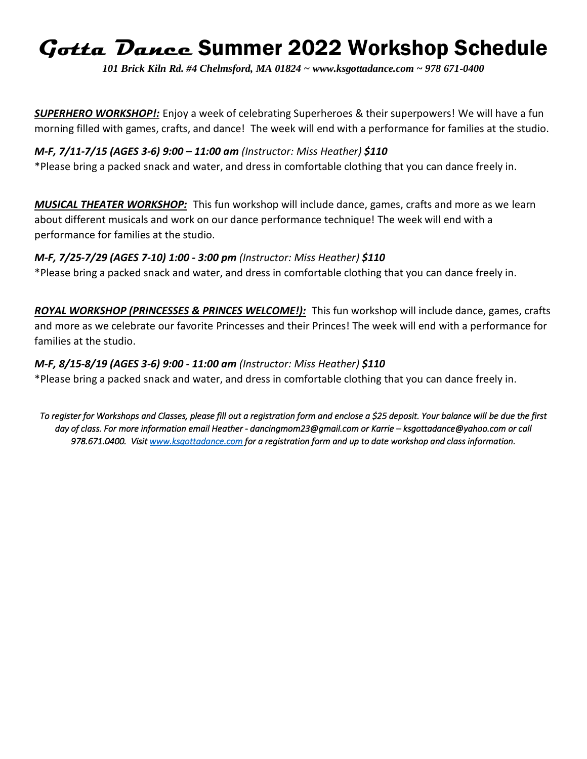# *Gotta Dance* Summer 2022 Workshop Schedule

*101 Brick Kiln Rd. #4 Chelmsford, MA 01824 ~ www.ksgottadance.com ~ 978 671-0400*

***SUPERHERO WORKSHOP!:*** Enjoy a week of celebrating Superheroes & their superpowers! We will have a fun morning filled with games, crafts, and dance! The week will end with a performance for families at the studio.

***M-F, 7/11-7/15 (AGES 3-6) 9:00 – 11:00 am*** *(Instructor: Miss Heather)* ***$110***

*Please bring a packed snack and water, and dress in comfortable clothing that you can dance freely in.

***MUSICAL THEATER WORKSHOP:*** This fun workshop will include dance, games, crafts and more as we learn about different musicals and work on our dance performance technique! The week will end with a performance for families at the studio.

***M-F, 7/25-7/29 (AGES 7-10) 1:00 - 3:00 pm*** *(Instructor: Miss Heather)* ***$110***

*Please bring a packed snack and water, and dress in comfortable clothing that you can dance freely in.

***ROYAL WORKSHOP (PRINCESSES & PRINCES WELCOME!):*** This fun workshop will include dance, games, crafts and more as we celebrate our favorite Princesses and their Princes! The week will end with a performance for families at the studio.

***M-F, 8/15-8/19 (AGES 3-6) 9:00 - 11:00 am*** *(Instructor: Miss Heather)* ***$110***

*Please bring a packed snack and water, and dress in comfortable clothing that you can dance freely in.

*To register for Workshops and Classes, please fill out a registration form and enclose a $25 deposit. Your balance will be due the first day of class. For more information email Heather - dancingmom23@gmail.com or Karrie – ksgottadance@yahoo.com or call 978.671.0400. Visit www.ksgottadance.com for a registration form and up to date workshop and class information.*